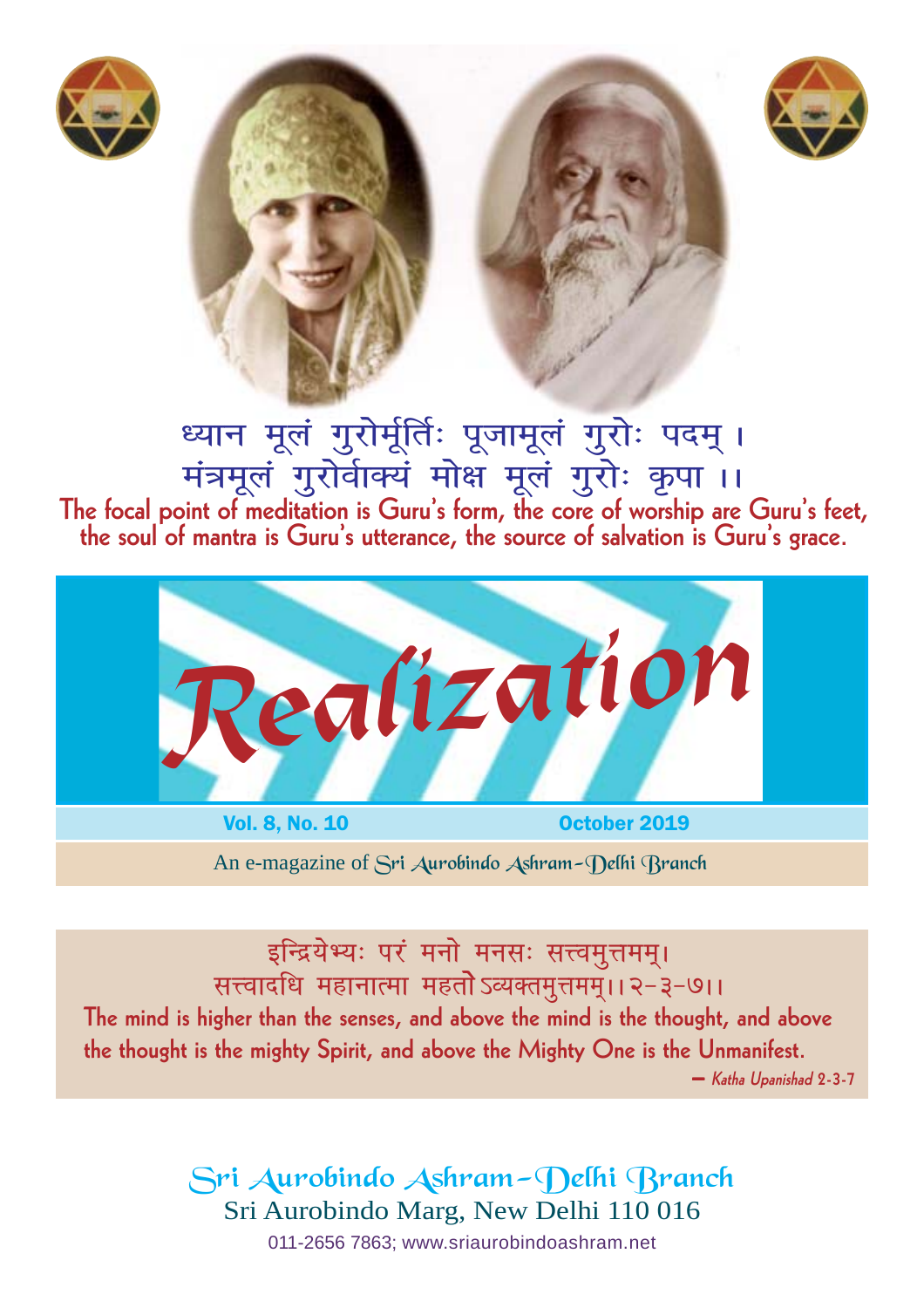ध्यान मूलं गुरोर्मूर्तिः पूजामूलं गुरोः पदम् ।
मंत्रमूलं गुरोर्वाक्यं मोक्ष मूलं गुरोः कृपा ।।

**The focal point of meditation is Guru's form, the core of worship are Guru's feet, the soul of mantra is Guru's utterance, the source of salvation is Guru's grace.**

# Realization

**Vol. 8, No. 10** **October 2019**

An e-magazine of Sri Aurobindo Ashram–Delhi Branch

इन्द्रियेभ्यः परं मनो मनसः सत्त्वमुत्तमम्।
सत्त्वादधि महानात्मा महतोऽव्यक्तमुत्तमम्।।२-३-७।।

**The mind is higher than the senses, and above the mind is the thought, and above the thought is the mighty Spirit, and above the Mighty One is the Unmanifest.**

— *Katha Upanishad* 2-3-7

## Sri Aurobindo Ashram–Delhi Branch

Sri Aurobindo Marg, New Delhi 110 016

011-2656 7863; www.sriaurobindoashram.net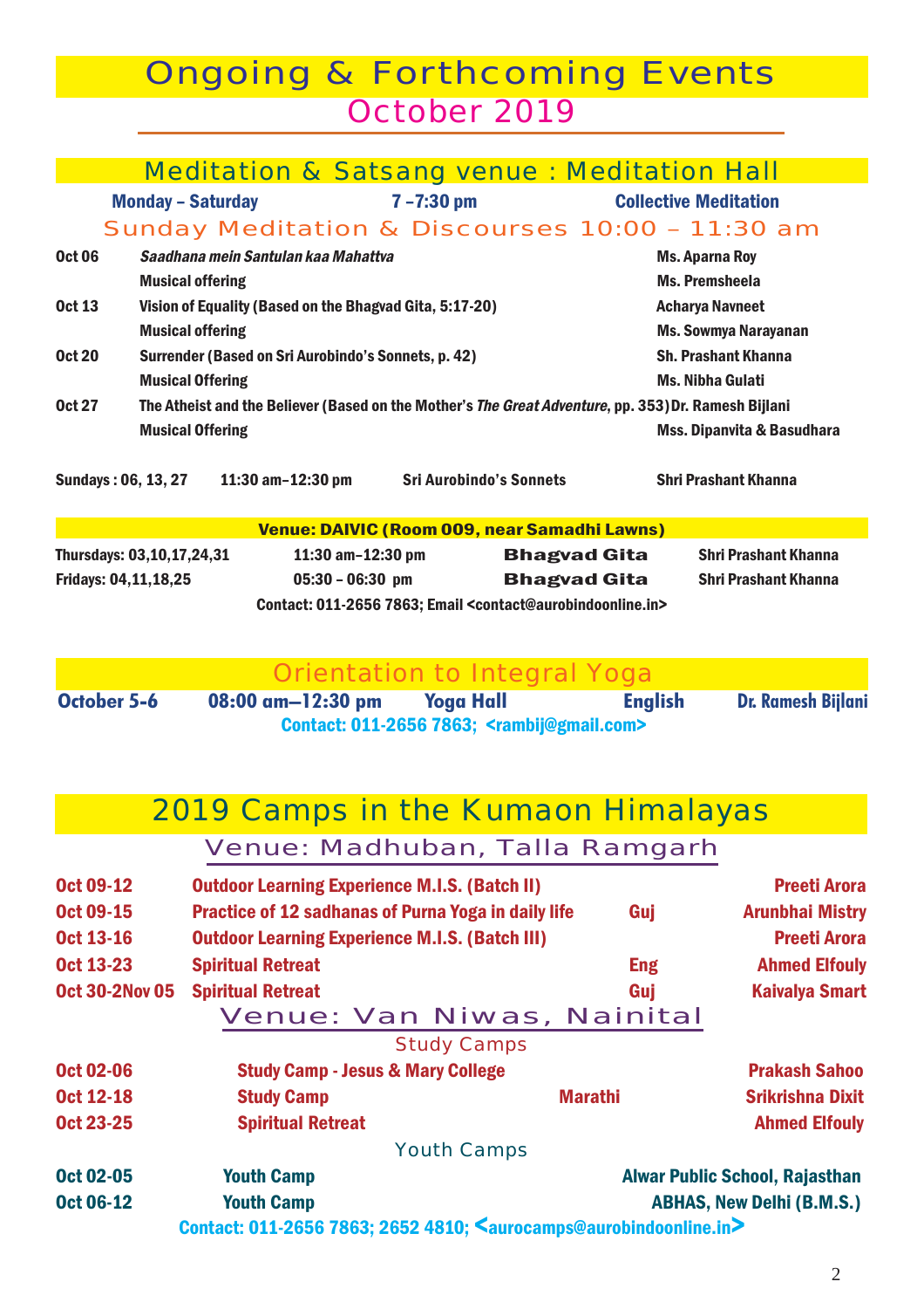# Ongoing & Forthcoming Events

## October 2019

### Meditation & Satsang venue : Meditation Hall

| Monday – Saturday | 7 –7:30 pm | Collective Meditation |
|---|---|---|

### Sunday Meditation & Discourses 10:00 – 11:30 am

| Date | Topic | Speaker |
|---|---|---|
| Oct 06 | *Saadhana mein Santulan kaa Mahattva* | Ms. Aparna Roy |
| | Musical offering | Ms. Premsheela |
| Oct 13 | Vision of Equality (Based on the Bhagvad Gita, 5:17-20) | Acharya Navneet |
| | Musical offering | Ms. Sowmya Narayanan |
| Oct 20 | Surrender (Based on Sri Aurobindo's Sonnets, p. 42) | Sh. Prashant Khanna |
| | Musical Offering | Ms. Nibha Gulati |
| Oct 27 | The Atheist and the Believer (Based on the Mother's *The Great Adventure*, pp. 353) | Dr. Ramesh Bijlani |
| | Musical Offering | Mss. Dipanvita & Basudhara |

| Sundays : 06, 13, 27 | 11:30 am–12:30 pm | Sri Aurobindo's Sonnets | Shri Prashant Khanna |
|---|---|---|---|

### Venue: DAIVIC (Room 009, near Samadhi Lawns)

| Thursdays: 03,10,17,24,31 | 11:30 am–12:30 pm | Bhagvad Gita | Shri Prashant Khanna |
|---|---|---|---|
| Fridays: 04,11,18,25 | 05:30 – 06:30 pm | Bhagvad Gita | Shri Prashant Khanna |

Contact: 011-2656 7863; Email <contact@aurobindoonline.in>

### Orientation to Integral Yoga

| October 5-6 | 08:00 am—12:30 pm | Yoga Hall | English | Dr. Ramesh Bijlani |
|---|---|---|---|---|

Contact: 011-2656 7863; <rambij@gmail.com>

### 2019 Camps in the Kumaon Himalayas

#### Venue: Madhuban, Talla Ramgarh

| Date | Event | Language | Conducted by |
|---|---|---|---|
| Oct 09-12 | Outdoor Learning Experience M.I.S. (Batch II) | | Preeti Arora |
| Oct 09-15 | Practice of 12 sadhanas of Purna Yoga in daily life | Guj | Arunbhai Mistry |
| Oct 13-16 | Outdoor Learning Experience M.I.S. (Batch III) | | Preeti Arora |
| Oct 13-23 | Spiritual Retreat | Eng | Ahmed Elfouly |
| Oct 30-2Nov 05 | Spiritual Retreat | Guj | Kaivalya Smart |

#### Venue: Van Niwas, Nainital

Study Camps

| Date | Event | Language | Conducted by |
|---|---|---|---|
| Oct 02-06 | Study Camp - Jesus & Mary College | | Prakash Sahoo |
| Oct 12-18 | Study Camp | Marathi | Srikrishna Dixit |
| Oct 23-25 | Spiritual Retreat | | Ahmed Elfouly |

Youth Camps

| Date | Event | Participants |
|---|---|---|
| Oct 02-05 | Youth Camp | Alwar Public School, Rajasthan |
| Oct 06-12 | Youth Camp | ABHAS, New Delhi (B.M.S.) |

Contact: 011-2656 7863; 2652 4810; <aurocamps@aurobindoonline.in>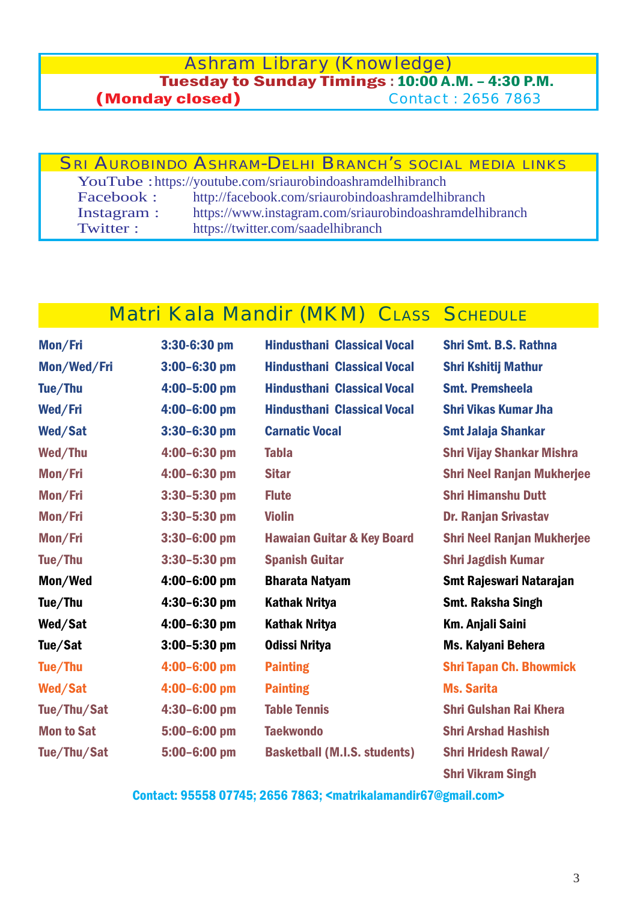## Ashram Library (Knowledge)

**Tuesday to Sunday Timings : 10:00 A.M. – 4:30 P.M.**

**(Monday closed)** Contact : 2656 7863

## SRI AUROBINDO ASHRAM-DELHI BRANCH'S SOCIAL MEDIA LINKS

YouTube : https://youtube.com/sriaurobindoashramdelhibranch
Facebook : http://facebook.com/sriaurobindoashramdelhibranch
Instagram : https://www.instagram.com/sriaurobindoashramdelhibranch
Twitter : https://twitter.com/saadelhibranch

## Matri Kala Mandir (MKM) CLASS SCHEDULE

| Days | Time | Class | Teacher |
|---|---|---|---|
| Mon/Fri | 3:30-6:30 pm | Hindusthani Classical Vocal | Shri Smt. B.S. Rathna |
| Mon/Wed/Fri | 3:00–6:30 pm | Hindusthani Classical Vocal | Shri Kshitij Mathur |
| Tue/Thu | 4:00–5:00 pm | Hindusthani Classical Vocal | Smt. Premsheela |
| Wed/Fri | 4:00–6:00 pm | Hindusthani Classical Vocal | Shri Vikas Kumar Jha |
| Wed/Sat | 3:30–6:30 pm | Carnatic Vocal | Smt Jalaja Shankar |
| Wed/Thu | 4:00–6:30 pm | Tabla | Shri Vijay Shankar Mishra |
| Mon/Fri | 4:00–6:30 pm | Sitar | Shri Neel Ranjan Mukherjee |
| Mon/Fri | 3:30–5:30 pm | Flute | Shri Himanshu Dutt |
| Mon/Fri | 3:30–5:30 pm | Violin | Dr. Ranjan Srivastav |
| Mon/Fri | 3:30–6:00 pm | Hawaian Guitar & Key Board | Shri Neel Ranjan Mukherjee |
| Tue/Thu | 3:30–5:30 pm | Spanish Guitar | Shri Jagdish Kumar |
| Mon/Wed | 4:00–6:00 pm | Bharata Natyam | Smt Rajeswari Natarajan |
| Tue/Thu | 4:30–6:30 pm | Kathak Nritya | Smt. Raksha Singh |
| Wed/Sat | 4:00–6:30 pm | Kathak Nritya | Km. Anjali Saini |
| Tue/Sat | 3:00–5:30 pm | Odissi Nritya | Ms. Kalyani Behera |
| Tue/Thu | 4:00–6:00 pm | Painting | Shri Tapan Ch. Bhowmick |
| Wed/Sat | 4:00–6:00 pm | Painting | Ms. Sarita |
| Tue/Thu/Sat | 4:30–6:00 pm | Table Tennis | Shri Gulshan Rai Khera |
| Mon to Sat | 5:00–6:00 pm | Taekwondo | Shri Arshad Hashish |
| Tue/Thu/Sat | 5:00–6:00 pm | Basketball (M.I.S. students) | Shri Hridesh Rawal/ Shri Vikram Singh |

**Contact: 95558 07745; 2656 7863; <matrikalamandir67@gmail.com>**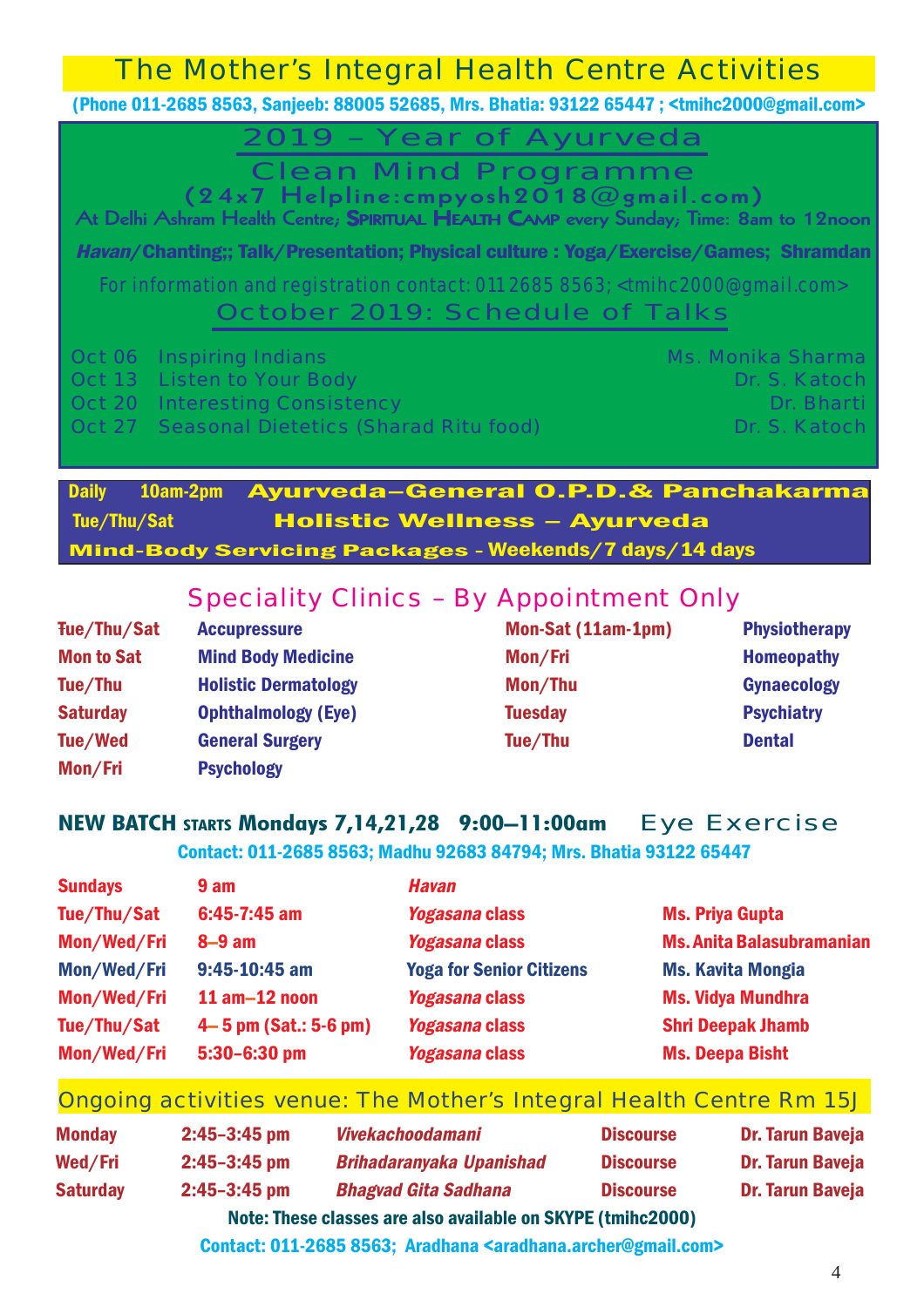# The Mother's Integral Health Centre Activities

(Phone 011-2685 8563, Sanjeeb: 88005 52685, Mrs. Bhatia: 93122 65447 ; <tmihc2000@gmail.com>

## 2019 – Year of Ayurveda

## Clean Mind Programme

(24x7 Helpline:cmpyosh2018@gmail.com)

At Delhi Ashram Health Centre; **Spiritual Health Camp** every Sunday; Time: 8am to 12noon

***Havan*/Chanting;; Talk/Presentation; Physical culture : Yoga/Exercise/Games; Shramdan**

For information and registration contact: 011 2685 8563; <tmihc2000@gmail.com>

## October 2019: Schedule of Talks

| Date | Topic | Speaker |
|---|---|---|
| Oct 06 | Inspiring Indians | Ms. Monika Sharma |
| Oct 13 | Listen to Your Body | Dr. S. Katoch |
| Oct 20 | Interesting Consistency | Dr. Bharti |
| Oct 27 | Seasonal Dietetics (Sharad Ritu food) | Dr. S. Katoch |

**Daily 10am-2pm Ayurveda–General O.P.D.& Panchakarma**

**Tue/Thu/Sat Holistic Wellness – Ayurveda**

**Mind-Body Servicing Packages - Weekends/7 days/14 days**

## Speciality Clinics – By Appointment Only

| Days | Clinic | Days | Clinic |
|---|---|---|---|
| Tue/Thu/Sat | Accupressure | Mon-Sat (11am-1pm) | Physiotherapy |
| Mon to Sat | Mind Body Medicine | Mon/Fri | Homeopathy |
| Tue/Thu | Holistic Dermatology | Mon/Thu | Gynaecology |
| Saturday | Ophthalmology (Eye) | Tuesday | Psychiatry |
| Tue/Wed | General Surgery | Tue/Thu | Dental |
| Mon/Fri | Psychology | | |

**NEW BATCH STARTS Mondays 7,14,21,28 9:00–11:00am** Eye Exercise

Contact: 011-2685 8563; Madhu 92683 84794; Mrs. Bhatia 93122 65447

| Days | Time | Activity | Instructor |
|---|---|---|---|
| Sundays | 9 am | *Havan* | |
| Tue/Thu/Sat | 6:45-7:45 am | *Yogasana* class | Ms. Priya Gupta |
| Mon/Wed/Fri | 8–9 am | *Yogasana* class | Ms. Anita Balasubramanian |
| Mon/Wed/Fri | 9:45-10:45 am | Yoga for Senior Citizens | Ms. Kavita Mongia |
| Mon/Wed/Fri | 11 am–12 noon | *Yogasana* class | Ms. Vidya Mundhra |
| Tue/Thu/Sat | 4– 5 pm (Sat.: 5-6 pm) | *Yogasana* class | Shri Deepak Jhamb |
| Mon/Wed/Fri | 5:30–6:30 pm | *Yogasana* class | Ms. Deepa Bisht |

## Ongoing activities venue: The Mother's Integral Health Centre Rm 15J

| Day | Time | Text | Type | Speaker |
|---|---|---|---|---|
| Monday | 2:45–3:45 pm | *Vivekachoodamani* | Discourse | Dr. Tarun Baveja |
| Wed/Fri | 2:45–3:45 pm | *Brihadaranyaka Upanishad* | Discourse | Dr. Tarun Baveja |
| Saturday | 2:45–3:45 pm | *Bhagvad Gita Sadhana* | Discourse | Dr. Tarun Baveja |

**Note: These classes are also available on SKYPE (tmihc2000)**

Contact: 011-2685 8563; Aradhana <aradhana.archer@gmail.com>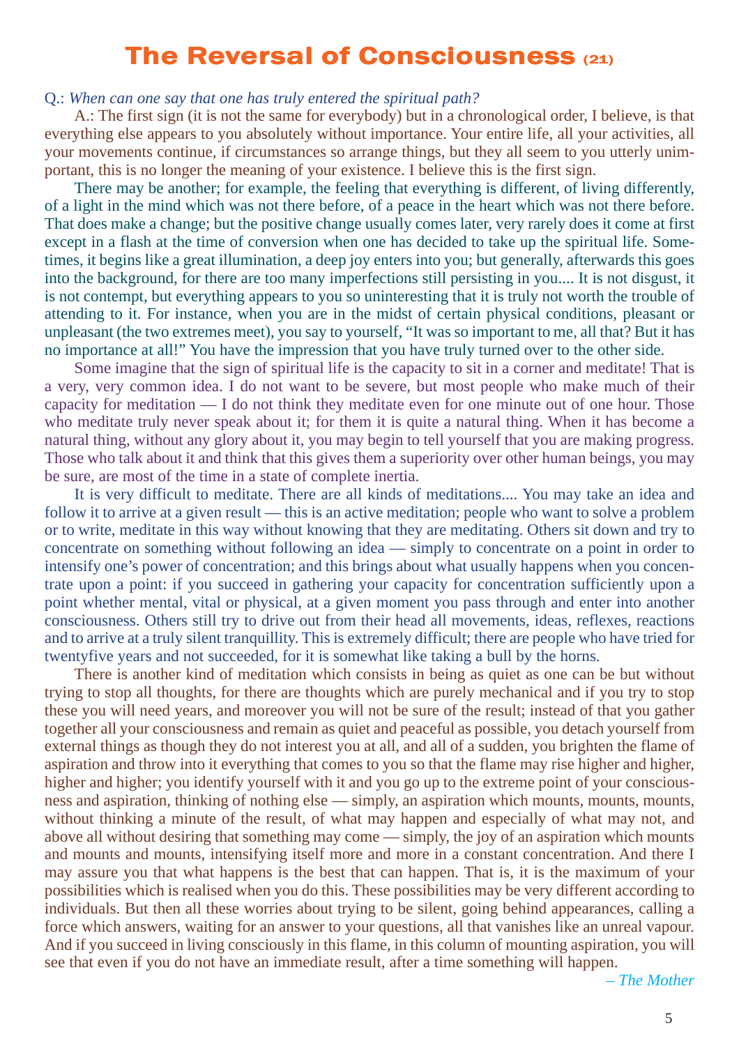# The Reversal of Consciousness (21)

Q.: *When can one say that one has truly entered the spiritual path?*

A.: The first sign (it is not the same for everybody) but in a chronological order, I believe, is that everything else appears to you absolutely without importance. Your entire life, all your activities, all your movements continue, if circumstances so arrange things, but they all seem to you utterly unimportant, this is no longer the meaning of your existence. I believe this is the first sign.

There may be another; for example, the feeling that everything is different, of living differently, of a light in the mind which was not there before, of a peace in the heart which was not there before. That does make a change; but the positive change usually comes later, very rarely does it come at first except in a flash at the time of conversion when one has decided to take up the spiritual life. Sometimes, it begins like a great illumination, a deep joy enters into you; but generally, afterwards this goes into the background, for there are too many imperfections still persisting in you.... It is not disgust, it is not contempt, but everything appears to you so uninteresting that it is truly not worth the trouble of attending to it. For instance, when you are in the midst of certain physical conditions, pleasant or unpleasant (the two extremes meet), you say to yourself, "It was so important to me, all that? But it has no importance at all!" You have the impression that you have truly turned over to the other side.

Some imagine that the sign of spiritual life is the capacity to sit in a corner and meditate! That is a very, very common idea. I do not want to be severe, but most people who make much of their capacity for meditation — I do not think they meditate even for one minute out of one hour. Those who meditate truly never speak about it; for them it is quite a natural thing. When it has become a natural thing, without any glory about it, you may begin to tell yourself that you are making progress. Those who talk about it and think that this gives them a superiority over other human beings, you may be sure, are most of the time in a state of complete inertia.

It is very difficult to meditate. There are all kinds of meditations.... You may take an idea and follow it to arrive at a given result — this is an active meditation; people who want to solve a problem or to write, meditate in this way without knowing that they are meditating. Others sit down and try to concentrate on something without following an idea — simply to concentrate on a point in order to intensify one's power of concentration; and this brings about what usually happens when you concentrate upon a point: if you succeed in gathering your capacity for concentration sufficiently upon a point whether mental, vital or physical, at a given moment you pass through and enter into another consciousness. Others still try to drive out from their head all movements, ideas, reflexes, reactions and to arrive at a truly silent tranquillity. This is extremely difficult; there are people who have tried for twentyfive years and not succeeded, for it is somewhat like taking a bull by the horns.

There is another kind of meditation which consists in being as quiet as one can be but without trying to stop all thoughts, for there are thoughts which are purely mechanical and if you try to stop these you will need years, and moreover you will not be sure of the result; instead of that you gather together all your consciousness and remain as quiet and peaceful as possible, you detach yourself from external things as though they do not interest you at all, and all of a sudden, you brighten the flame of aspiration and throw into it everything that comes to you so that the flame may rise higher and higher, higher and higher; you identify yourself with it and you go up to the extreme point of your consciousness and aspiration, thinking of nothing else — simply, an aspiration which mounts, mounts, mounts, without thinking a minute of the result, of what may happen and especially of what may not, and above all without desiring that something may come — simply, the joy of an aspiration which mounts and mounts and mounts, intensifying itself more and more in a constant concentration. And there I may assure you that what happens is the best that can happen. That is, it is the maximum of your possibilities which is realised when you do this. These possibilities may be very different according to individuals. But then all these worries about trying to be silent, going behind appearances, calling a force which answers, waiting for an answer to your questions, all that vanishes like an unreal vapour. And if you succeed in living consciously in this flame, in this column of mounting aspiration, you will see that even if you do not have an immediate result, after a time something will happen.

*– The Mother*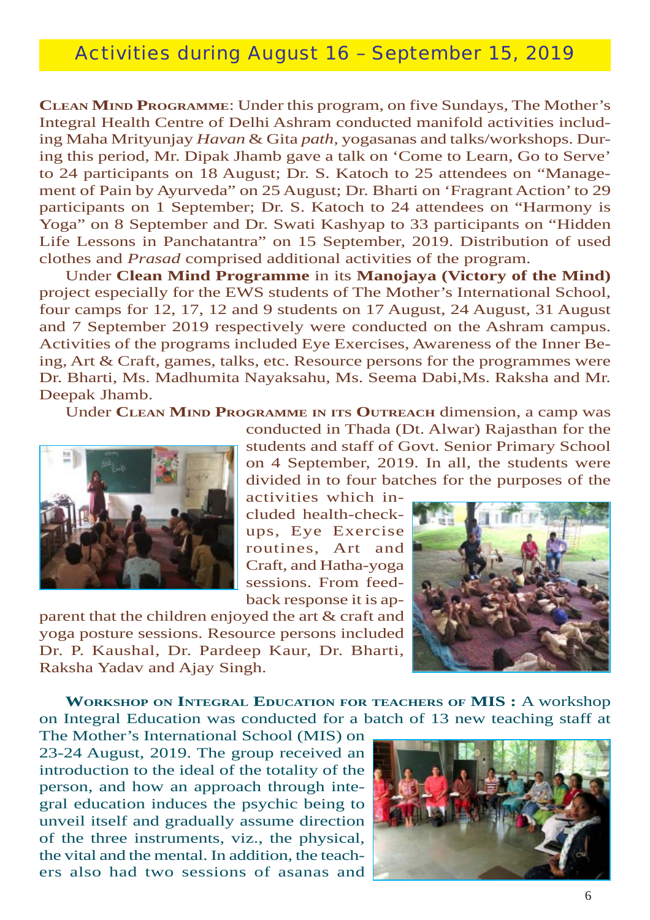## Activities during August 16 – September 15, 2019

**Clean Mind Programme**: Under this program, on five Sundays, The Mother's Integral Health Centre of Delhi Ashram conducted manifold activities including Maha Mrityunjay *Havan* & Gita *path*, yogasanas and talks/workshops. During this period, Mr. Dipak Jhamb gave a talk on 'Come to Learn, Go to Serve' to 24 participants on 18 August; Dr. S. Katoch to 25 attendees on "Management of Pain by Ayurveda" on 25 August; Dr. Bharti on 'Fragrant Action' to 29 participants on 1 September; Dr. S. Katoch to 24 attendees on "Harmony is Yoga" on 8 September and Dr. Swati Kashyap to 33 participants on "Hidden Life Lessons in Panchatantra" on 15 September, 2019. Distribution of used clothes and *Prasad* comprised additional activities of the program.

Under **Clean Mind Programme** in its **Manojaya (Victory of the Mind)** project especially for the EWS students of The Mother's International School, four camps for 12, 17, 12 and 9 students on 17 August, 24 August, 31 August and 7 September 2019 respectively were conducted on the Ashram campus. Activities of the programs included Eye Exercises, Awareness of the Inner Being, Art & Craft, games, talks, etc. Resource persons for the programmes were Dr. Bharti, Ms. Madhumita Nayaksahu, Ms. Seema Dabi,Ms. Raksha and Mr. Deepak Jhamb.

Under **Clean Mind Programme in its Outreach** dimension, a camp was conducted in Thada (Dt. Alwar) Rajasthan for the students and staff of Govt. Senior Primary School on 4 September, 2019. In all, the students were divided in to four batches for the purposes of the activities which included health-check-ups, Eye Exercise routines, Art and Craft, and Hatha-yoga sessions. From feedback response it is apparent that the children enjoyed the art & craft and yoga posture sessions. Resource persons included Dr. P. Kaushal, Dr. Pardeep Kaur, Dr. Bharti, Raksha Yadav and Ajay Singh.

**Workshop on Integral Education for teachers of MIS :** A workshop on Integral Education was conducted for a batch of 13 new teaching staff at The Mother's International School (MIS) on 23-24 August, 2019. The group received an introduction to the ideal of the totality of the person, and how an approach through integral education induces the psychic being to unveil itself and gradually assume direction of the three instruments, viz., the physical, the vital and the mental. In addition, the teachers also had two sessions of asanas and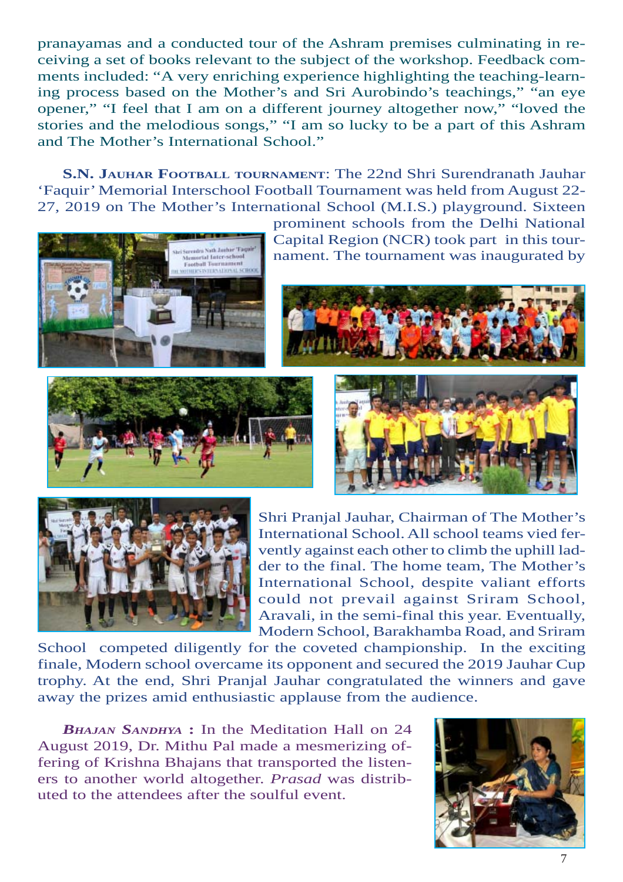pranayamas and a conducted tour of the Ashram premises culminating in receiving a set of books relevant to the subject of the workshop. Feedback comments included: "A very enriching experience highlighting the teaching-learning process based on the Mother's and Sri Aurobindo's teachings," "an eye opener," "I feel that I am on a different journey altogether now," "loved the stories and the melodious songs," "I am so lucky to be a part of this Ashram and The Mother's International School."

**S.N. Jauhar Football tournament**: The 22nd Shri Surendranath Jauhar 'Faquir' Memorial Interschool Football Tournament was held from August 22-27, 2019 on The Mother's International School (M.I.S.) playground. Sixteen prominent schools from the Delhi National Capital Region (NCR) took part in this tournament. The tournament was inaugurated by Shri Pranjal Jauhar, Chairman of The Mother's International School. All school teams vied fervently against each other to climb the uphill ladder to the final. The home team, The Mother's International School, despite valiant efforts could not prevail against Sriram School, Aravali, in the semi-final this year. Eventually, Modern School, Barakhamba Road, and Sriram School competed diligently for the coveted championship. In the exciting finale, Modern school overcame its opponent and secured the 2019 Jauhar Cup trophy. At the end, Shri Pranjal Jauhar congratulated the winners and gave away the prizes amid enthusiastic applause from the audience.

***Bhajan Sandhya*** **:** In the Meditation Hall on 24 August 2019, Dr. Mithu Pal made a mesmerizing offering of Krishna Bhajans that transported the listeners to another world altogether. *Prasad* was distributed to the attendees after the soulful event.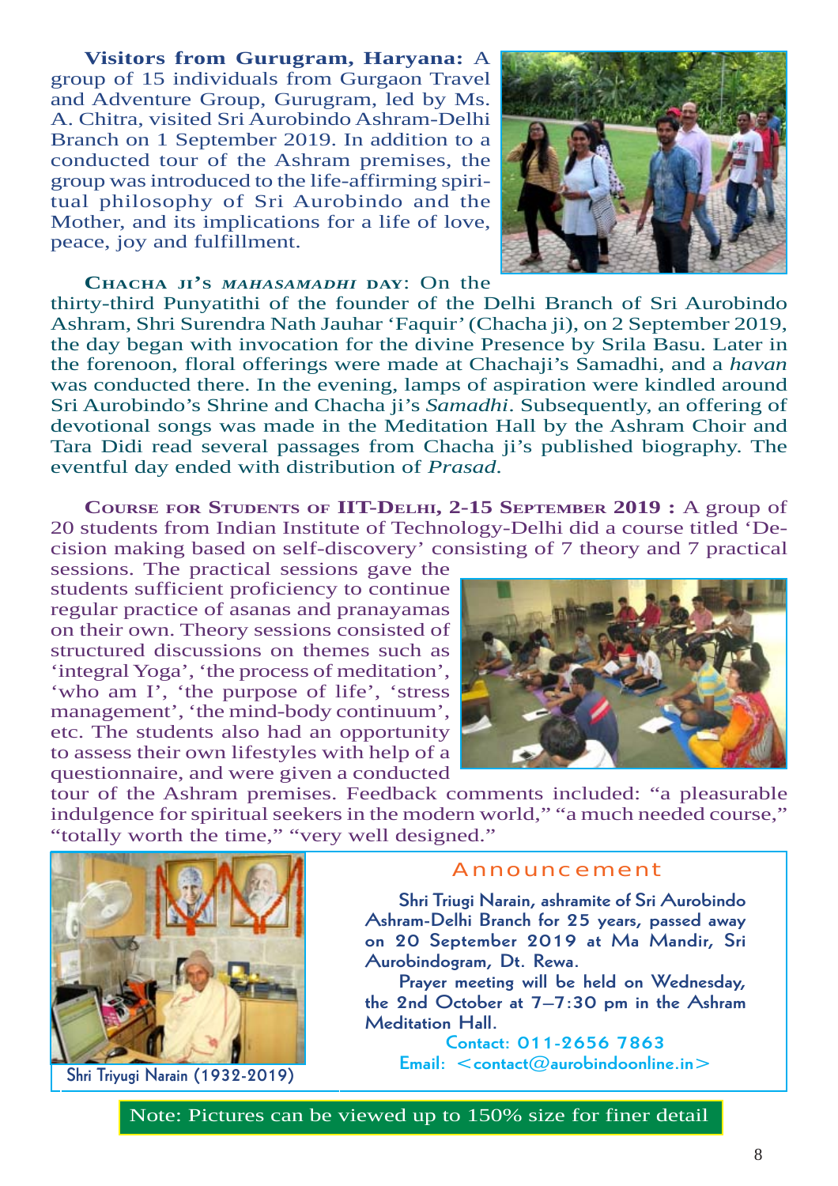**Visitors from Gurugram, Haryana:** A group of 15 individuals from Gurgaon Travel and Adventure Group, Gurugram, led by Ms. A. Chitra, visited Sri Aurobindo Ashram-Delhi Branch on 1 September 2019. In addition to a conducted tour of the Ashram premises, the group was introduced to the life-affirming spiritual philosophy of Sri Aurobindo and the Mother, and its implications for a life of love, peace, joy and fulfillment.

**Chacha ji's *Mahasamadhi* day**: On the thirty-third Punyatithi of the founder of the Delhi Branch of Sri Aurobindo Ashram, Shri Surendra Nath Jauhar 'Faquir' (Chacha ji), on 2 September 2019, the day began with invocation for the divine Presence by Srila Basu. Later in the forenoon, floral offerings were made at Chachaji's Samadhi, and a *havan* was conducted there. In the evening, lamps of aspiration were kindled around Sri Aurobindo's Shrine and Chacha ji's *Samadhi*. Subsequently, an offering of devotional songs was made in the Meditation Hall by the Ashram Choir and Tara Didi read several passages from Chacha ji's published biography. The eventful day ended with distribution of *Prasad*.

**Course for Students of IIT-Delhi, 2-15 September 2019 :** A group of 20 students from Indian Institute of Technology-Delhi did a course titled 'Decision making based on self-discovery' consisting of 7 theory and 7 practical sessions. The practical sessions gave the students sufficient proficiency to continue regular practice of asanas and pranayamas on their own. Theory sessions consisted of structured discussions on themes such as 'integral Yoga', 'the process of meditation', 'who am I', 'the purpose of life', 'stress management', 'the mind-body continuum', etc. The students also had an opportunity to assess their own lifestyles with help of a questionnaire, and were given a conducted tour of the Ashram premises. Feedback comments included: "a pleasurable indulgence for spiritual seekers in the modern world," "a much needed course," "totally worth the time," "very well designed."

Shri Triyugi Narain (1932-2019)

## Announcement

Shri Triugi Narain, ashramite of Sri Aurobindo Ashram-Delhi Branch for 25 years, passed away on 20 September 2019 at Ma Mandir, Sri Aurobindogram, Dt. Rewa.

Prayer meeting will be held on Wednesday, the 2nd October at 7–7:30 pm in the Ashram Meditation Hall.

Contact: 011-2656 7863
Email: <contact@aurobindoonline.in>

Note: Pictures can be viewed up to 150% size for finer detail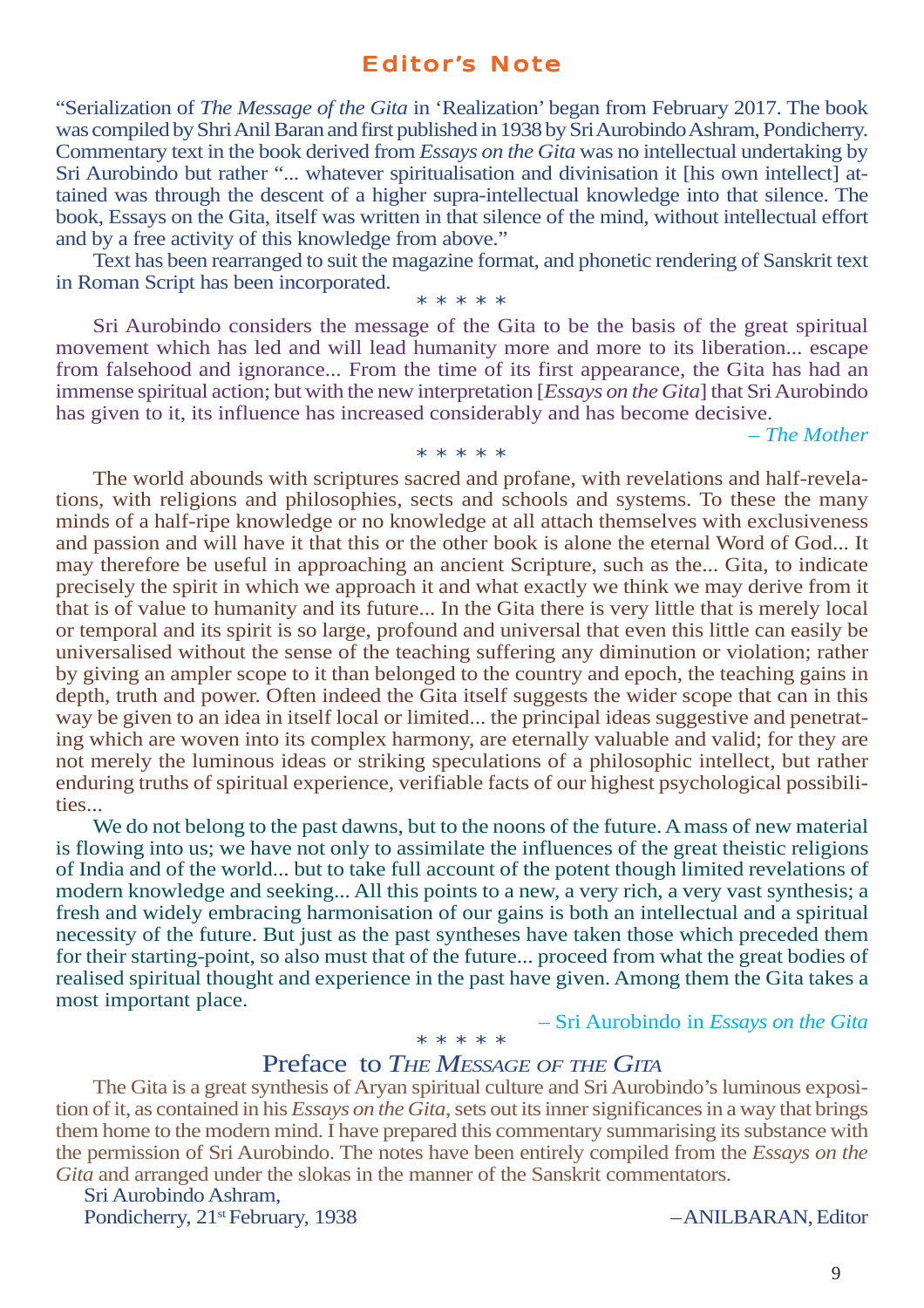## Editor's Note

"Serialization of *The Message of the Gita* in 'Realization' began from February 2017. The book was compiled by Shri Anil Baran and first published in 1938 by Sri Aurobindo Ashram, Pondicherry. Commentary text in the book derived from *Essays on the Gita* was no intellectual undertaking by Sri Aurobindo but rather "... whatever spiritualisation and divinisation it [his own intellect] attained was through the descent of a higher supra-intellectual knowledge into that silence. The book, Essays on the Gita, itself was written in that silence of the mind, without intellectual effort and by a free activity of this knowledge from above."

Text has been rearranged to suit the magazine format, and phonetic rendering of Sanskrit text in Roman Script has been incorporated.

\* \* \* \* \*

Sri Aurobindo considers the message of the Gita to be the basis of the great spiritual movement which has led and will lead humanity more and more to its liberation... escape from falsehood and ignorance... From the time of its first appearance, the Gita has had an immense spiritual action; but with the new interpretation [*Essays on the Gita*] that Sri Aurobindo has given to it, its influence has increased considerably and has become decisive.

*– The Mother*

\* \* \* \* \*

The world abounds with scriptures sacred and profane, with revelations and half-revelations, with religions and philosophies, sects and schools and systems. To these the many minds of a half-ripe knowledge or no knowledge at all attach themselves with exclusiveness and passion and will have it that this or the other book is alone the eternal Word of God... It may therefore be useful in approaching an ancient Scripture, such as the... Gita, to indicate precisely the spirit in which we approach it and what exactly we think we may derive from it that is of value to humanity and its future... In the Gita there is very little that is merely local or temporal and its spirit is so large, profound and universal that even this little can easily be universalised without the sense of the teaching suffering any diminution or violation; rather by giving an ampler scope to it than belonged to the country and epoch, the teaching gains in depth, truth and power. Often indeed the Gita itself suggests the wider scope that can in this way be given to an idea in itself local or limited... the principal ideas suggestive and penetrating which are woven into its complex harmony, are eternally valuable and valid; for they are not merely the luminous ideas or striking speculations of a philosophic intellect, but rather enduring truths of spiritual experience, verifiable facts of our highest psychological possibilities...

We do not belong to the past dawns, but to the noons of the future. A mass of new material is flowing into us; we have not only to assimilate the influences of the great theistic religions of India and of the world... but to take full account of the potent though limited revelations of modern knowledge and seeking... All this points to a new, a very rich, a very vast synthesis; a fresh and widely embracing harmonisation of our gains is both an intellectual and a spiritual necessity of the future. But just as the past syntheses have taken those which preceded them for their starting-point, so also must that of the future... proceed from what the great bodies of realised spiritual thought and experience in the past have given. Among them the Gita takes a most important place.

– Sri Aurobindo in *Essays on the Gita*

\* \* \* \* \*

### Preface to *The Message of the Gita*

The Gita is a great synthesis of Aryan spiritual culture and Sri Aurobindo's luminous exposition of it, as contained in his *Essays on the Gita*, sets out its inner significances in a way that brings them home to the modern mind. I have prepared this commentary summarising its substance with the permission of Sri Aurobindo. The notes have been entirely compiled from the *Essays on the Gita* and arranged under the slokas in the manner of the Sanskrit commentators.

Sri Aurobindo Ashram,
Pondicherry, 21st February, 1938

–ANILBARAN, Editor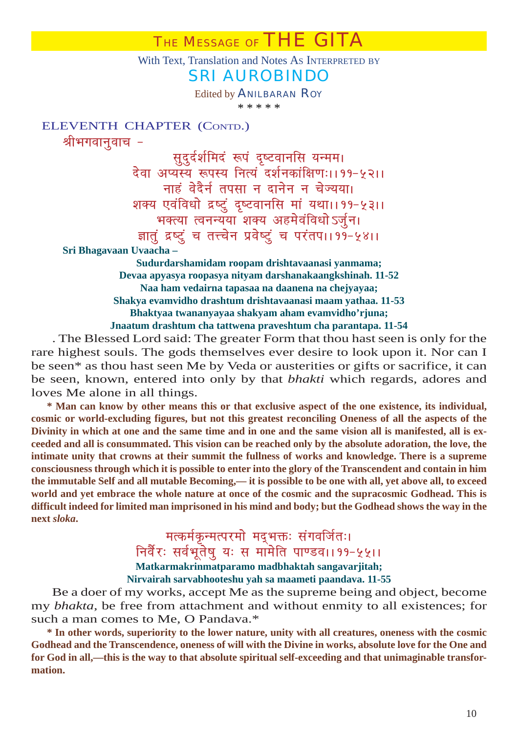# THE MESSAGE OF THE GITA

With Text, Translation and Notes As INTERPRETED BY

## SRI AUROBINDO

Edited by ANILBARAN ROY

\* \* \* \* \*

## ELEVENTH CHAPTER (CONTD.)

श्रीभगवानुवाच -

सुदुर्दर्शमिदं रूपं दृष्टवानसि यन्मम।
देवा अप्यस्य रूपस्य नित्यं दर्शनकांक्षिणः।।११-५२।।
नाहं वेदैर्न तपसा न दानेन न चेज्यया।
शक्य एवंविधो द्रष्टुं दृष्टवानसि मां यथा।।११-५३।।
भक्त्या त्वनन्यया शक्य अहमेवंविधोऽर्जुन।
ज्ञातुं द्रष्टुं च तत्त्वेन प्रवेष्टुं च परंतप।।११-५४।।

**Sri Bhagavaan Uvaacha –**

**Sudurdarshamidam roopam drishtavaanasi yanmama;**
**Devaa apyasya roopasya nityam darshanakaangkshinah. 11-52**
**Naa ham vedairna tapasaa na daanena na chejyayaa;**
**Shakya evamvidho drashtum drishtavaanasi maam yathaa. 11-53**
**Bhaktyaa twananyayaa shakyam aham evamvidho'rjuna;**
**Jnaatum drashtum cha tattwena praveshtum cha parantapa. 11-54**

. The Blessed Lord said: The greater Form that thou hast seen is only for the rare highest souls. The gods themselves ever desire to look upon it. Nor can I be seen* as thou hast seen Me by Veda or austerities or gifts or sacrifice, it can be seen, known, entered into only by that *bhakti* which regards, adores and loves Me alone in all things.

**\* Man can know by other means this or that exclusive aspect of the one existence, its individual, cosmic or world-excluding figures, but not this greatest reconciling Oneness of all the aspects of the Divinity in which at one and the same time and in one and the same vision all is manifested, all is exceeded and all is consummated. This vision can be reached only by the absolute adoration, the love, the intimate unity that crowns at their summit the fullness of works and knowledge. There is a supreme consciousness through which it is possible to enter into the glory of the Transcendent and contain in him the immutable Self and all mutable Becoming,— it is possible to be one with all, yet above all, to exceed world and yet embrace the whole nature at once of the cosmic and the supracosmic Godhead. This is difficult indeed for limited man imprisoned in his mind and body; but the Godhead shows the way in the next *sloka*.**

मत्कर्मकृन्मत्परमो मद्भक्तः संगवर्जितः।
निर्वैरः सर्वभूतेषु यः स मामेति पाण्डव।।११-५५।।

**Matkarmakrinmatparamo madbhaktah sangavarjitah;**
**Nirvairah sarvabhooteshu yah sa maameti paandava. 11-55**

Be a doer of my works, accept Me as the supreme being and object, become my *bhakta*, be free from attachment and without enmity to all existences; for such a man comes to Me, O Pandava.*

**\* In other words, superiority to the lower nature, unity with all creatures, oneness with the cosmic Godhead and the Transcendence, oneness of will with the Divine in works, absolute love for the One and for God in all,—this is the way to that absolute spiritual self-exceeding and that unimaginable transformation.**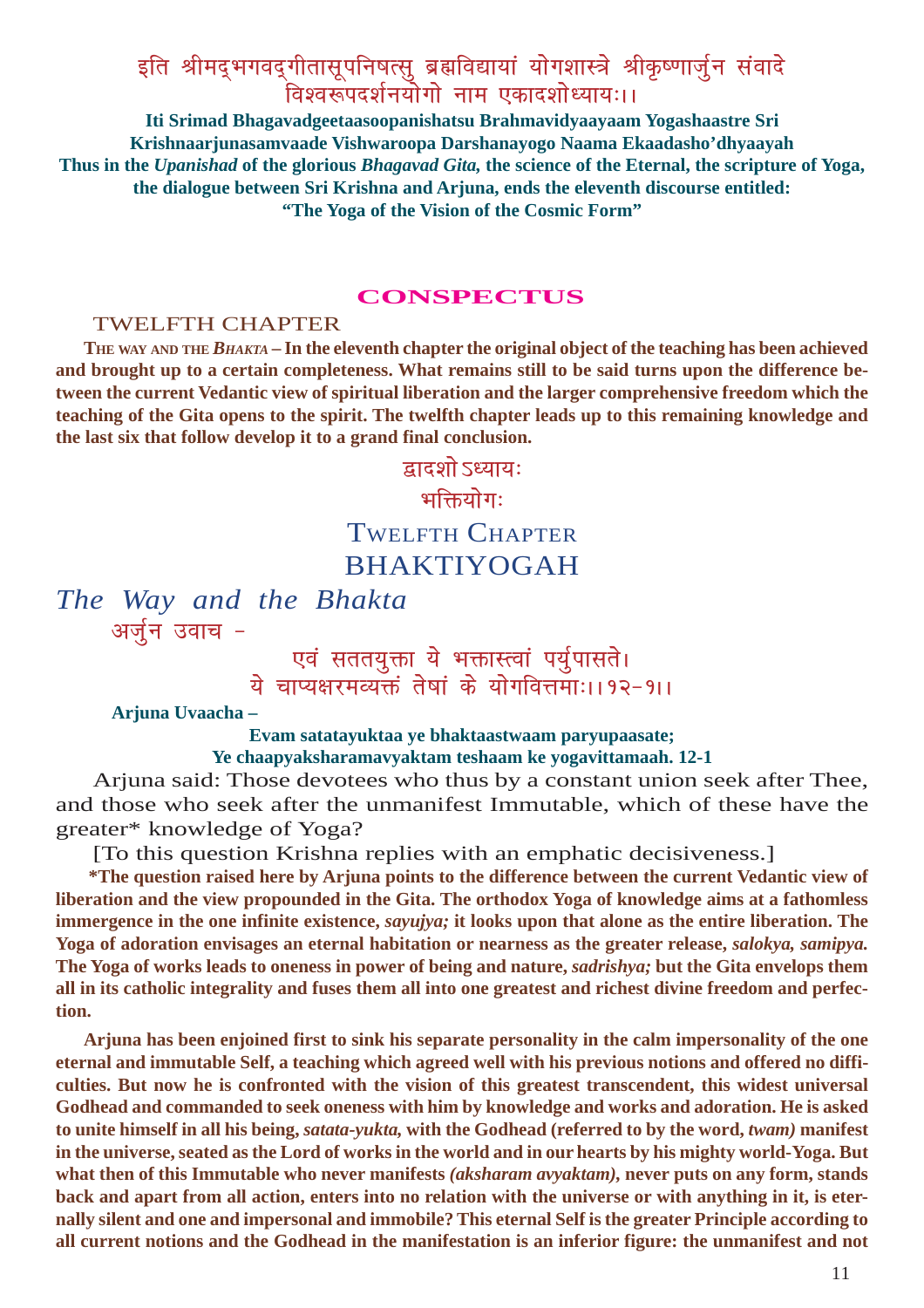इति श्रीमद्भगवद्गीतासूपनिषत्सु ब्रह्मविद्यायां योगशास्त्रे श्रीकृष्णार्जुन संवादे विश्वरूपदर्शनयोगो नाम एकादशोध्यायः।।

**Iti Srimad Bhagavadgeetaasoopanishatsu Brahmavidyaayaam Yogashaastre Sri Krishnaarjunasamvaade Vishwaroopa Darshanayogo Naama Ekaadasho'dhyaayah**

**Thus in the *Upanishad* of the glorious *Bhagavad Gita,* the science of the Eternal, the scripture of Yoga, the dialogue between Sri Krishna and Arjuna, ends the eleventh discourse entitled: "The Yoga of the Vision of the Cosmic Form"**

## CONSPECTUS

TWELFTH CHAPTER

**The way and the *Bhakta* – In the eleventh chapter the original object of the teaching has been achieved and brought up to a certain completeness. What remains still to be said turns upon the difference between the current Vedantic view of spiritual liberation and the larger comprehensive freedom which the teaching of the Gita opens to the spirit. The twelfth chapter leads up to this remaining knowledge and the last six that follow develop it to a grand final conclusion.**

द्वादशोऽध्यायः

भक्तियोगः

# Twelfth Chapter
# BHAKTIYOGAH

## *The Way and the Bhakta*

अर्जुन उवाच –

एवं सततयुक्ता ये भक्तास्त्वां पर्युपासते।
ये चाप्यक्षरमव्यक्तं तेषां के योगवित्तमाः।।१२-१।।

**Arjuna Uvaacha –**

**Evam satatayuktaa ye bhaktaastwaam paryupaasate;**
**Ye chaapyaksharamavyaktam teshaam ke yogavittamaah. 12-1**

Arjuna said: Those devotees who thus by a constant union seek after Thee, and those who seek after the unmanifest Immutable, which of these have the greater* knowledge of Yoga?

[To this question Krishna replies with an emphatic decisiveness.]

**\*The question raised here by Arjuna points to the difference between the current Vedantic view of liberation and the view propounded in the Gita. The orthodox Yoga of knowledge aims at a fathomless immergence in the one infinite existence, *sayujya;* it looks upon that alone as the entire liberation. The Yoga of adoration envisages an eternal habitation or nearness as the greater release, *salokya, samipya.* The Yoga of works leads to oneness in power of being and nature, *sadrishya;* but the Gita envelops them all in its catholic integrality and fuses them all into one greatest and richest divine freedom and perfection.**

**Arjuna has been enjoined first to sink his separate personality in the calm impersonality of the one eternal and immutable Self, a teaching which agreed well with his previous notions and offered no difficulties. But now he is confronted with the vision of this greatest transcendent, this widest universal Godhead and commanded to seek oneness with him by knowledge and works and adoration. He is asked to unite himself in all his being, *satata-yukta,* with the Godhead (referred to by the word, *twam)* manifest in the universe, seated as the Lord of works in the world and in our hearts by his mighty world-Yoga. But what then of this Immutable who never manifests *(aksharam avyaktam)*, never puts on any form, stands back and apart from all action, enters into no relation with the universe or with anything in it, is eternally silent and one and impersonal and immobile? This eternal Self is the greater Principle according to all current notions and the Godhead in the manifestation is an inferior figure: the unmanifest and not**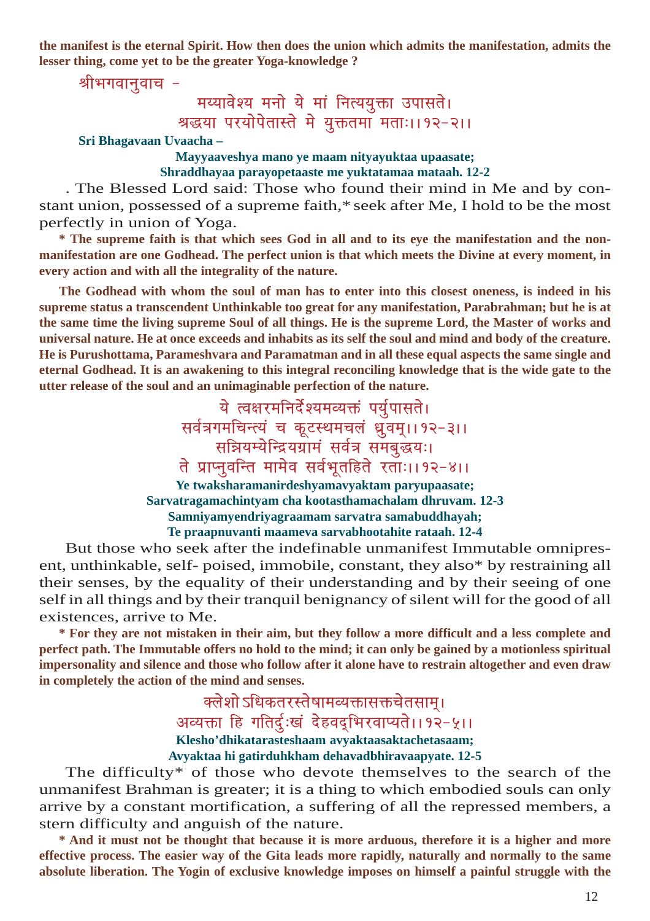**the manifest is the eternal Spirit. How then does the union which admits the manifestation, admits the lesser thing, come yet to be the greater Yoga-knowledge ?**

श्रीभगवानुवाच –

मय्यावेश्य मनो ये मां नित्ययुक्ता उपासते।
श्रद्धया परयोपेतास्ते मे युक्ततमा मताः।।१२-२।।

**Sri Bhagavaan Uvaacha –**

**Mayyaaveshya mano ye maam nityayuktaa upaasate;**
**Shraddhayaa parayopetaaste me yuktatamaa mataah. 12-2**

. The Blessed Lord said: Those who found their mind in Me and by constant union, possessed of a supreme faith,* seek after Me, I hold to be the most perfectly in union of Yoga.

**\* The supreme faith is that which sees God in all and to its eye the manifestation and the non-manifestation are one Godhead. The perfect union is that which meets the Divine at every moment, in every action and with all the integrality of the nature.**

**The Godhead with whom the soul of man has to enter into this closest oneness, is indeed in his supreme status a transcendent Unthinkable too great for any manifestation, Parabrahman; but he is at the same time the living supreme Soul of all things. He is the supreme Lord, the Master of works and universal nature. He at once exceeds and inhabits as its self the soul and mind and body of the creature. He is Purushottama, Parameshvara and Paramatman and in all these equal aspects the same single and eternal Godhead. It is an awakening to this integral reconciling knowledge that is the wide gate to the utter release of the soul and an unimaginable perfection of the nature.**

ये त्वक्षरमनिर्देश्यमव्यक्तं पर्युपासते।
सर्वत्रगमचिन्त्यं च कूटस्थमचलं ध्रुवम्।।१२-३।।
सन्नियम्येन्द्रियग्रामं सर्वत्र समबुद्धयः।
ते प्राप्नुवन्ति मामेव सर्वभूतहिते रताः।।१२-४।।

**Ye twaksharamanirdeshyamavyaktam paryupaasate;**
**Sarvatragamachintyam cha kootasthamachalam dhruvam. 12-3**
**Samniyamyendriyagraamam sarvatra samabuddhayah;**
**Te praapnuvanti maameva sarvabhootahite rataah. 12-4**

But those who seek after the indefinable unmanifest Immutable omnipresent, unthinkable, self- poised, immobile, constant, they also* by restraining all their senses, by the equality of their understanding and by their seeing of one self in all things and by their tranquil benignancy of silent will for the good of all existences, arrive to Me.

**\* For they are not mistaken in their aim, but they follow a more difficult and a less complete and perfect path. The Immutable offers no hold to the mind; it can only be gained by a motionless spiritual impersonality and silence and those who follow after it alone have to restrain altogether and even draw in completely the action of the mind and senses.**

क्लेशोऽधिकतरस्तेषामव्यक्तासक्तचेतसाम्।
अव्यक्ता हि गतिर्दुःखं देहवद्भिरवाप्यते।।१२-५।।

**Klesho'dhikatarasteshaam avyaktaasaktachetasaam;**
**Avyaktaa hi gatirduhkham dehavadbhiravaapyate. 12-5**

The difficulty* of those who devote themselves to the search of the unmanifest Brahman is greater; it is a thing to which embodied souls can only arrive by a constant mortification, a suffering of all the repressed members, a stern difficulty and anguish of the nature.

**\* And it must not be thought that because it is more arduous, therefore it is a higher and more effective process. The easier way of the Gita leads more rapidly, naturally and normally to the same absolute liberation. The Yogin of exclusive knowledge imposes on himself a painful struggle with the**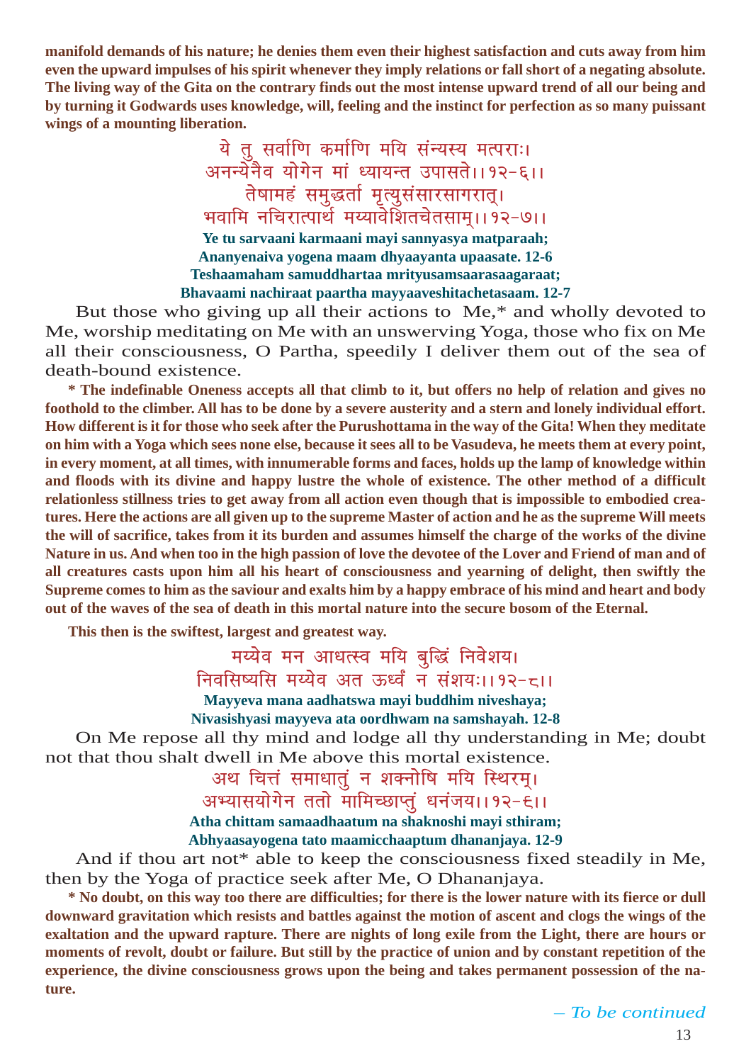**manifold demands of his nature; he denies them even their highest satisfaction and cuts away from him even the upward impulses of his spirit whenever they imply relations or fall short of a negating absolute. The living way of the Gita on the contrary finds out the most intense upward trend of all our being and by turning it Godwards uses knowledge, will, feeling and the instinct for perfection as so many puissant wings of a mounting liberation.**

ये तु सर्वाणि कर्माणि मयि संन्यस्य मत्पराः।
अनन्येनैव योगेन मां ध्यायन्त उपासते।।१२-६।।
तेषामहं समुद्धर्ता मृत्युसंसारसागरात्।
भवामि नचिरात्पार्थ मय्यावेशितचेतसाम्।।१२-७।।

**Ye tu sarvaani karmaani mayi sannyasya matparaah;**
**Ananyenaiva yogena maam dhyaayanta upaasate. 12-6**
**Teshaamaham samuddhartaa mrityusamsaarasaagaraat;**
**Bhavaami nachiraat paartha mayyaaveshitachetasaam. 12-7**

But those who giving up all their actions to Me,* and wholly devoted to Me, worship meditating on Me with an unswerving Yoga, those who fix on Me all their consciousness, O Partha, speedily I deliver them out of the sea of death-bound existence.

**\* The indefinable Oneness accepts all that climb to it, but offers no help of relation and gives no foothold to the climber. All has to be done by a severe austerity and a stern and lonely individual effort. How different is it for those who seek after the Purushottama in the way of the Gita! When they meditate on him with a Yoga which sees none else, because it sees all to be Vasudeva, he meets them at every point, in every moment, at all times, with innumerable forms and faces, holds up the lamp of knowledge within and floods with its divine and happy lustre the whole of existence. The other method of a difficult relationless stillness tries to get away from all action even though that is impossible to embodied creatures. Here the actions are all given up to the supreme Master of action and he as the supreme Will meets the will of sacrifice, takes from it its burden and assumes himself the charge of the works of the divine Nature in us. And when too in the high passion of love the devotee of the Lover and Friend of man and of all creatures casts upon him all his heart of consciousness and yearning of delight, then swiftly the Supreme comes to him as the saviour and exalts him by a happy embrace of his mind and heart and body out of the waves of the sea of death in this mortal nature into the secure bosom of the Eternal.**

**This then is the swiftest, largest and greatest way.**

मय्येव मन आधत्स्व मयि बुद्धिं निवेशय।
निवसिष्यसि मय्येव अत ऊर्ध्वं न संशयः।।१२-८।।

**Mayyeva mana aadhatswa mayi buddhim niveshaya;**
**Nivasishyasi mayyeva ata oordhwam na samshayah. 12-8**

On Me repose all thy mind and lodge all thy understanding in Me; doubt not that thou shalt dwell in Me above this mortal existence.

अथ चित्तं समाधातुं न शक्नोषि मयि स्थिरम्।
अभ्यासयोगेन ततो मामिच्छाप्तुं धनंजय।।१२-९।।

**Atha chittam samaadhaatum na shaknoshi mayi sthiram;**
**Abhyaasayogena tato maamicchaaptum dhananjaya. 12-9**

And if thou art not* able to keep the consciousness fixed steadily in Me, then by the Yoga of practice seek after Me, O Dhananjaya.

**\* No doubt, on this way too there are difficulties; for there is the lower nature with its fierce or dull downward gravitation which resists and battles against the motion of ascent and clogs the wings of the exaltation and the upward rapture. There are nights of long exile from the Light, there are hours or moments of revolt, doubt or failure. But still by the practice of union and by constant repetition of the experience, the divine consciousness grows upon the being and takes permanent possession of the nature.**

*– To be continued*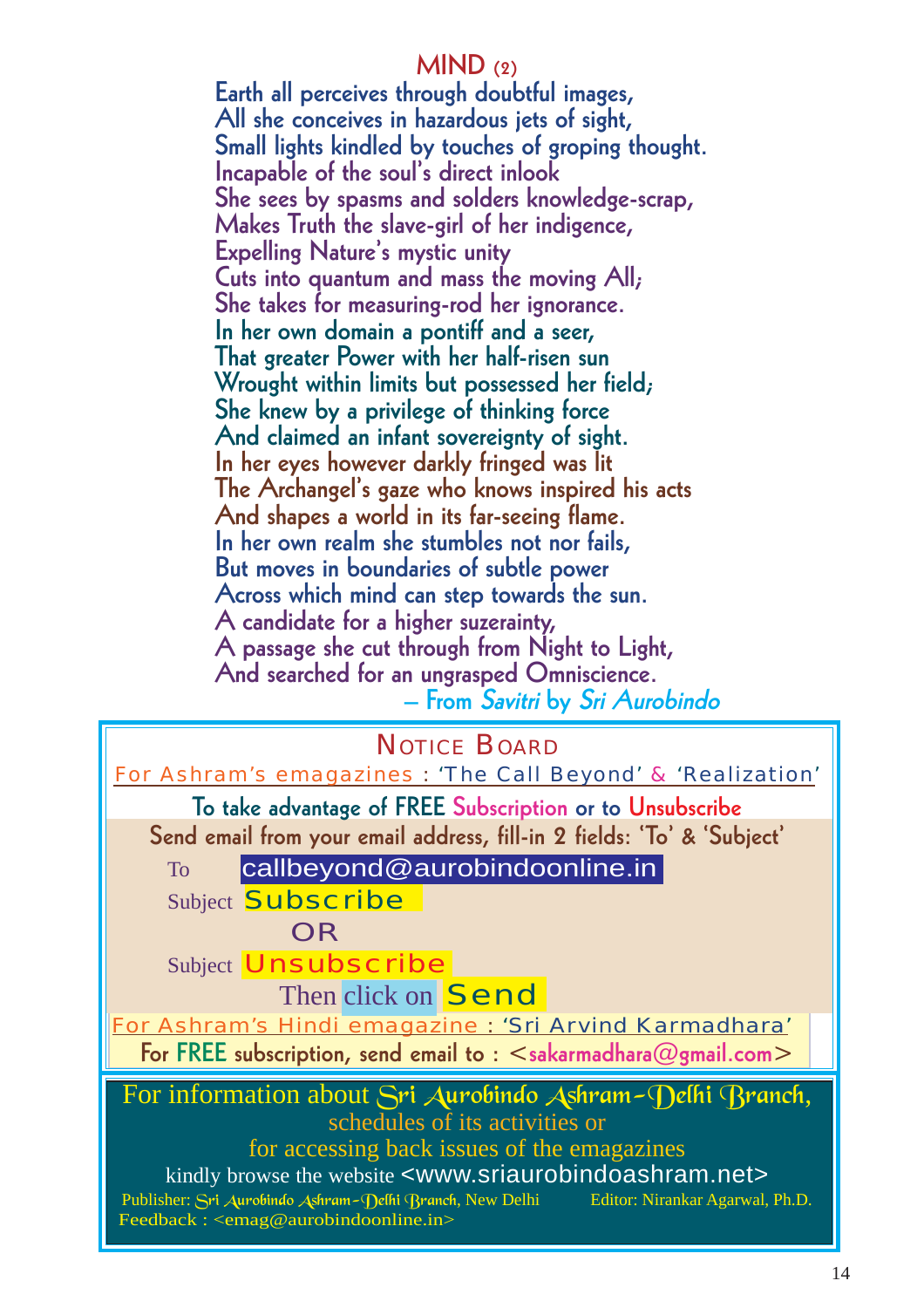## MIND (2)

Earth all perceives through doubtful images,
All she conceives in hazardous jets of sight,
Small lights kindled by touches of groping thought.
Incapable of the soul's direct inlook
She sees by spasms and solders knowledge-scrap,
Makes Truth the slave-girl of her indigence,
Expelling Nature's mystic unity
Cuts into quantum and mass the moving All;
She takes for measuring-rod her ignorance.
In her own domain a pontiff and a seer,
That greater Power with her half-risen sun
Wrought within limits but possessed her field;
She knew by a privilege of thinking force
And claimed an infant sovereignty of sight.
In her eyes however darkly fringed was lit
The Archangel's gaze who knows inspired his acts
And shapes a world in its far-seeing flame.
In her own realm she stumbles not nor fails,
But moves in boundaries of subtle power
Across which mind can step towards the sun.
A candidate for a higher suzerainty,
A passage she cut through from Night to Light,
And searched for an ungrasped Omniscience.

— From *Savitri* by *Sri Aurobindo*

### NOTICE BOARD

For Ashram's emagazines : 'The Call Beyond' & 'Realization'

**To take advantage of FREE Subscription or to Unsubscribe**

**Send email from your email address, fill-in 2 fields: 'To' & 'Subject'**

To callbeyond@aurobindoonline.in

Subject Subscribe

OR

Subject Unsubscribe

Then click on Send

For Ashram's Hindi emagazine : 'Sri Arvind Karmadhara'

**For FREE subscription, send email to : <sakarmadhara@gmail.com>**

For information about Sri Aurobindo Ashram-Delhi Branch,
schedules of its activities or
for accessing back issues of the emagazines
kindly browse the website <www.sriaurobindoashram.net>

Publisher: Sri Aurobindo Ashram-Delhi Branch, New Delhi    Editor: Nirankar Agarwal, Ph.D.

Feedback : <emag@aurobindoonline.in>